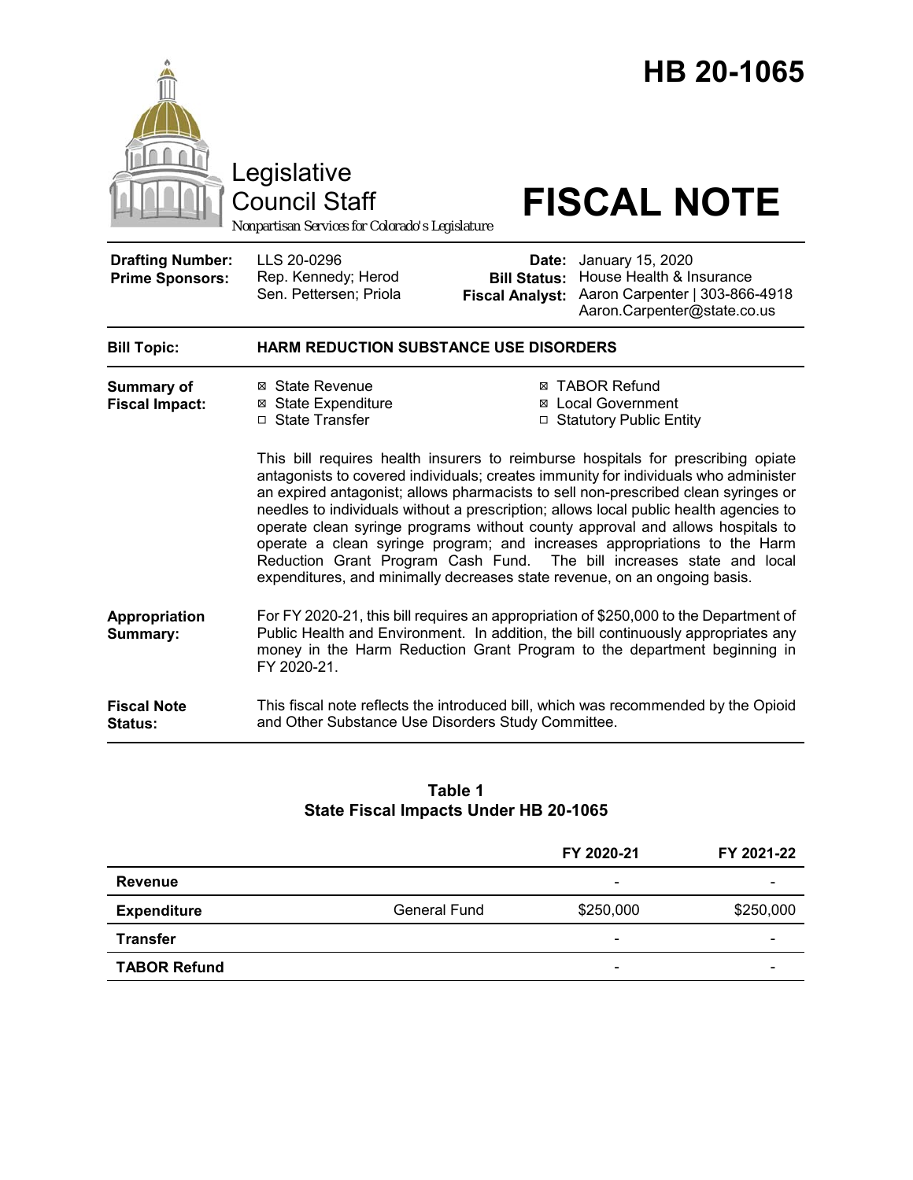# HB 20-1065

Legislative Council Staff

*Nonpartisan Services for Colorado's Legislature*

# FISCAL NOTE

| | | | |
|---|---|---|---|
| **Drafting Number:** | LLS 20-0296 | **Date:** | January 15, 2020 |
| **Prime Sponsors:** | Rep. Kennedy; Herod<br>Sen. Pettersen; Priola | **Bill Status:** | House Health & Insurance |
| | | **Fiscal Analyst:** | Aaron Carpenter \| 303-866-4918<br>Aaron.Carpenter@state.co.us |

| | |
|---|---|
| **Bill Topic:** | **HARM REDUCTION SUBSTANCE USE DISORDERS** |

**Summary of Fiscal Impact:**

- ☒ State Revenue
- ☒ State Expenditure
- ☐ State Transfer
- ☒ TABOR Refund
- ☒ Local Government
- ☐ Statutory Public Entity

This bill requires health insurers to reimburse hospitals for prescribing opiate antagonists to covered individuals; creates immunity for individuals who administer an expired antagonist; allows pharmacists to sell non-prescribed clean syringes or needles to individuals without a prescription; allows local public health agencies to operate clean syringe programs without county approval and allows hospitals to operate a clean syringe program; and increases appropriations to the Harm Reduction Grant Program Cash Fund. The bill increases state and local expenditures, and minimally decreases state revenue, on an ongoing basis.

**Appropriation Summary:**

For FY 2020-21, this bill requires an appropriation of $250,000 to the Department of Public Health and Environment. In addition, the bill continuously appropriates any money in the Harm Reduction Grant Program to the department beginning in FY 2020-21.

**Fiscal Note Status:**

This fiscal note reflects the introduced bill, which was recommended by the Opioid and Other Substance Use Disorders Study Committee.

**Table 1**
**State Fiscal Impacts Under HB 20-1065**

| | | FY 2020-21 | FY 2021-22 |
|---|---|---|---|
| **Revenue** | | - | - |
| **Expenditure** | General Fund | $250,000 | $250,000 |
| **Transfer** | | - | - |
| **TABOR Refund** | | - | - |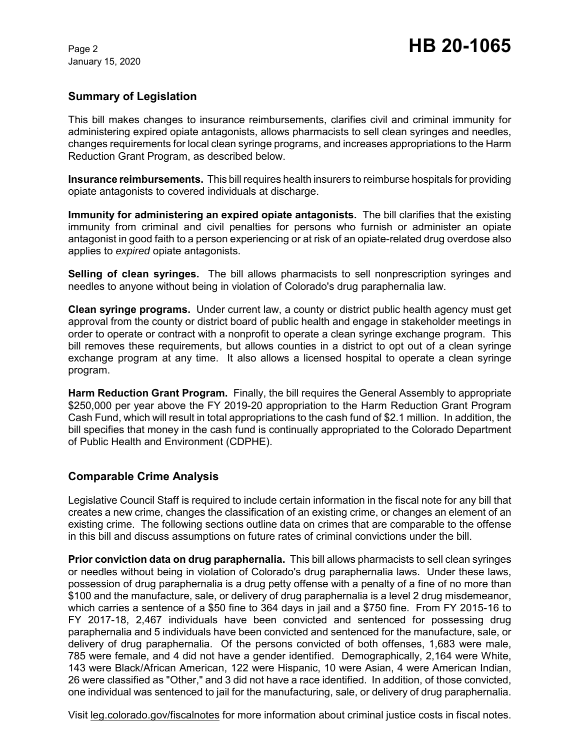## Summary of Legislation

This bill makes changes to insurance reimbursements, clarifies civil and criminal immunity for administering expired opiate antagonists, allows pharmacists to sell clean syringes and needles, changes requirements for local clean syringe programs, and increases appropriations to the Harm Reduction Grant Program, as described below.

**Insurance reimbursements.** This bill requires health insurers to reimburse hospitals for providing opiate antagonists to covered individuals at discharge.

**Immunity for administering an expired opiate antagonists.** The bill clarifies that the existing immunity from criminal and civil penalties for persons who furnish or administer an opiate antagonist in good faith to a person experiencing or at risk of an opiate-related drug overdose also applies to *expired* opiate antagonists.

**Selling of clean syringes.** The bill allows pharmacists to sell nonprescription syringes and needles to anyone without being in violation of Colorado's drug paraphernalia law.

**Clean syringe programs.** Under current law, a county or district public health agency must get approval from the county or district board of public health and engage in stakeholder meetings in order to operate or contract with a nonprofit to operate a clean syringe exchange program. This bill removes these requirements, but allows counties in a district to opt out of a clean syringe exchange program at any time. It also allows a licensed hospital to operate a clean syringe program.

**Harm Reduction Grant Program.** Finally, the bill requires the General Assembly to appropriate $250,000 per year above the FY 2019-20 appropriation to the Harm Reduction Grant Program Cash Fund, which will result in total appropriations to the cash fund of $2.1 million. In addition, the bill specifies that money in the cash fund is continually appropriated to the Colorado Department of Public Health and Environment (CDPHE).

## Comparable Crime Analysis

Legislative Council Staff is required to include certain information in the fiscal note for any bill that creates a new crime, changes the classification of an existing crime, or changes an element of an existing crime. The following sections outline data on crimes that are comparable to the offense in this bill and discuss assumptions on future rates of criminal convictions under the bill.

**Prior conviction data on drug paraphernalia.** This bill allows pharmacists to sell clean syringes or needles without being in violation of Colorado's drug paraphernalia laws. Under these laws, possession of drug paraphernalia is a drug petty offense with a penalty of a fine of no more than $100 and the manufacture, sale, or delivery of drug paraphernalia is a level 2 drug misdemeanor, which carries a sentence of a $50 fine to 364 days in jail and a $750 fine. From FY 2015-16 to FY 2017-18, 2,467 individuals have been convicted and sentenced for possessing drug paraphernalia and 5 individuals have been convicted and sentenced for the manufacture, sale, or delivery of drug paraphernalia. Of the persons convicted of both offenses, 1,683 were male, 785 were female, and 4 did not have a gender identified. Demographically, 2,164 were White, 143 were Black/African American, 122 were Hispanic, 10 were Asian, 4 were American Indian, 26 were classified as "Other," and 3 did not have a race identified. In addition, of those convicted, one individual was sentenced to jail for the manufacturing, sale, or delivery of drug paraphernalia.

Visit leg.colorado.gov/fiscalnotes for more information about criminal justice costs in fiscal notes.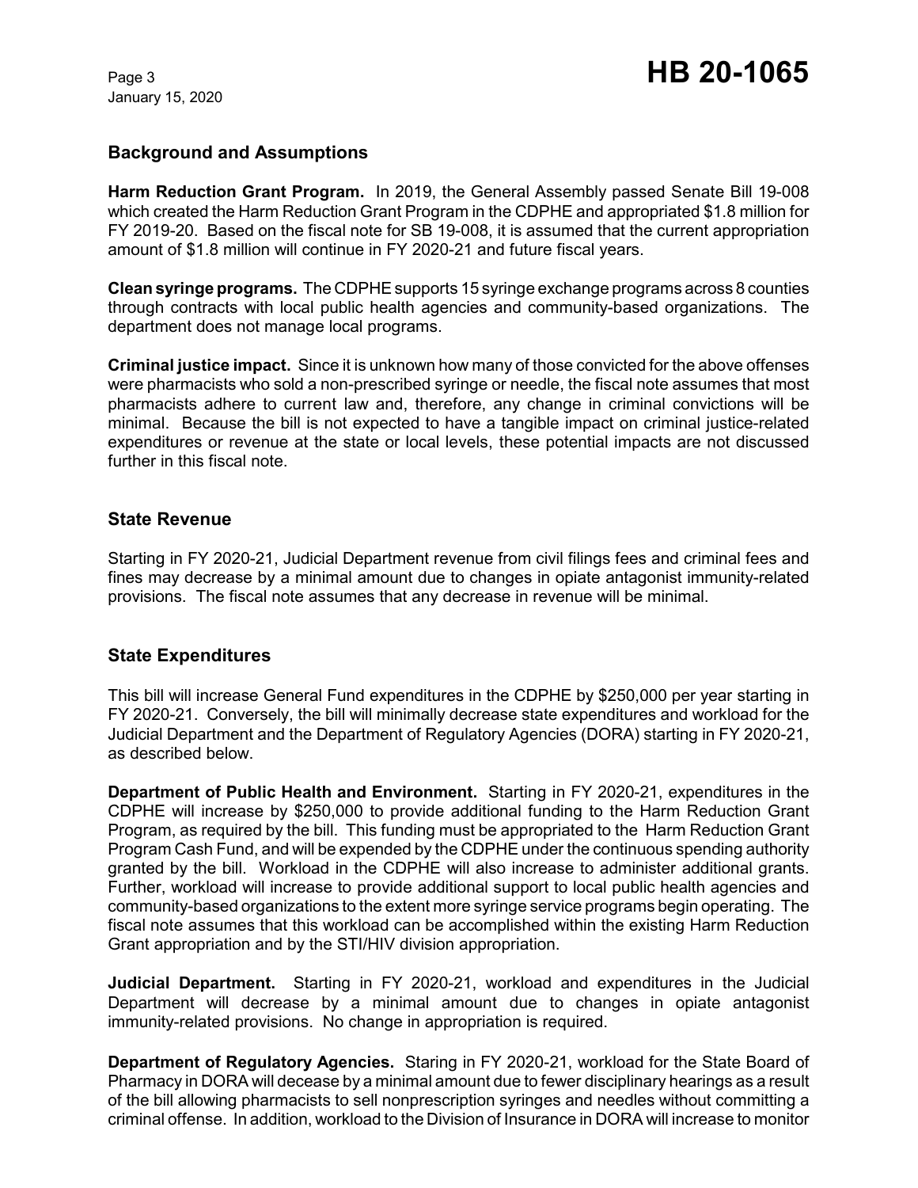## Background and Assumptions

**Harm Reduction Grant Program.** In 2019, the General Assembly passed Senate Bill 19-008 which created the Harm Reduction Grant Program in the CDPHE and appropriated $1.8 million for FY 2019-20. Based on the fiscal note for SB 19-008, it is assumed that the current appropriation amount of $1.8 million will continue in FY 2020-21 and future fiscal years.

**Clean syringe programs.** The CDPHE supports 15 syringe exchange programs across 8 counties through contracts with local public health agencies and community-based organizations. The department does not manage local programs.

**Criminal justice impact.** Since it is unknown how many of those convicted for the above offenses were pharmacists who sold a non-prescribed syringe or needle, the fiscal note assumes that most pharmacists adhere to current law and, therefore, any change in criminal convictions will be minimal. Because the bill is not expected to have a tangible impact on criminal justice-related expenditures or revenue at the state or local levels, these potential impacts are not discussed further in this fiscal note.

## State Revenue

Starting in FY 2020-21, Judicial Department revenue from civil filings fees and criminal fees and fines may decrease by a minimal amount due to changes in opiate antagonist immunity-related provisions. The fiscal note assumes that any decrease in revenue will be minimal.

## State Expenditures

This bill will increase General Fund expenditures in the CDPHE by $250,000 per year starting in FY 2020-21. Conversely, the bill will minimally decrease state expenditures and workload for the Judicial Department and the Department of Regulatory Agencies (DORA) starting in FY 2020-21, as described below.

**Department of Public Health and Environment.** Starting in FY 2020-21, expenditures in the CDPHE will increase by $250,000 to provide additional funding to the Harm Reduction Grant Program, as required by the bill. This funding must be appropriated to the Harm Reduction Grant Program Cash Fund, and will be expended by the CDPHE under the continuous spending authority granted by the bill. Workload in the CDPHE will also increase to administer additional grants. Further, workload will increase to provide additional support to local public health agencies and community-based organizations to the extent more syringe service programs begin operating. The fiscal note assumes that this workload can be accomplished within the existing Harm Reduction Grant appropriation and by the STI/HIV division appropriation.

**Judicial Department.** Starting in FY 2020-21, workload and expenditures in the Judicial Department will decrease by a minimal amount due to changes in opiate antagonist immunity-related provisions. No change in appropriation is required.

**Department of Regulatory Agencies.** Staring in FY 2020-21, workload for the State Board of Pharmacy in DORA will decease by a minimal amount due to fewer disciplinary hearings as a result of the bill allowing pharmacists to sell nonprescription syringes and needles without committing a criminal offense. In addition, workload to the Division of Insurance in DORA will increase to monitor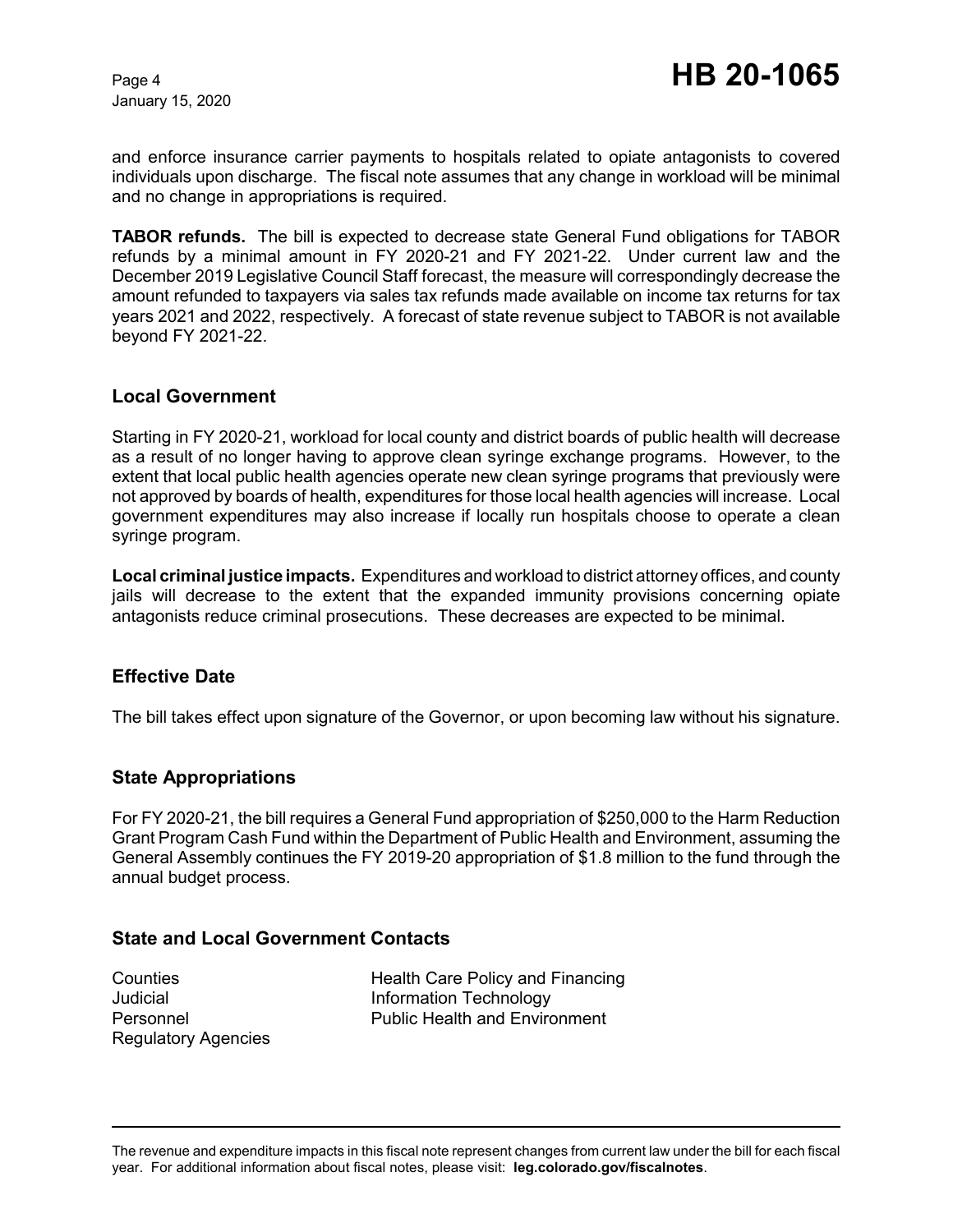and enforce insurance carrier payments to hospitals related to opiate antagonists to covered individuals upon discharge. The fiscal note assumes that any change in workload will be minimal and no change in appropriations is required.

**TABOR refunds.** The bill is expected to decrease state General Fund obligations for TABOR refunds by a minimal amount in FY 2020-21 and FY 2021-22. Under current law and the December 2019 Legislative Council Staff forecast, the measure will correspondingly decrease the amount refunded to taxpayers via sales tax refunds made available on income tax returns for tax years 2021 and 2022, respectively. A forecast of state revenue subject to TABOR is not available beyond FY 2021-22.

## Local Government

Starting in FY 2020-21, workload for local county and district boards of public health will decrease as a result of no longer having to approve clean syringe exchange programs. However, to the extent that local public health agencies operate new clean syringe programs that previously were not approved by boards of health, expenditures for those local health agencies will increase. Local government expenditures may also increase if locally run hospitals choose to operate a clean syringe program.

**Local criminal justice impacts.** Expenditures and workload to district attorney offices, and county jails will decrease to the extent that the expanded immunity provisions concerning opiate antagonists reduce criminal prosecutions. These decreases are expected to be minimal.

## Effective Date

The bill takes effect upon signature of the Governor, or upon becoming law without his signature.

## State Appropriations

For FY 2020-21, the bill requires a General Fund appropriation of $250,000 to the Harm Reduction Grant Program Cash Fund within the Department of Public Health and Environment, assuming the General Assembly continues the FY 2019-20 appropriation of $1.8 million to the fund through the annual budget process.

## State and Local Government Contacts

| | |
|---|---|
| Counties | Health Care Policy and Financing |
| Judicial | Information Technology |
| Personnel | Public Health and Environment |
| Regulatory Agencies | |

The revenue and expenditure impacts in this fiscal note represent changes from current law under the bill for each fiscal year. For additional information about fiscal notes, please visit: **leg.colorado.gov/fiscalnotes**.